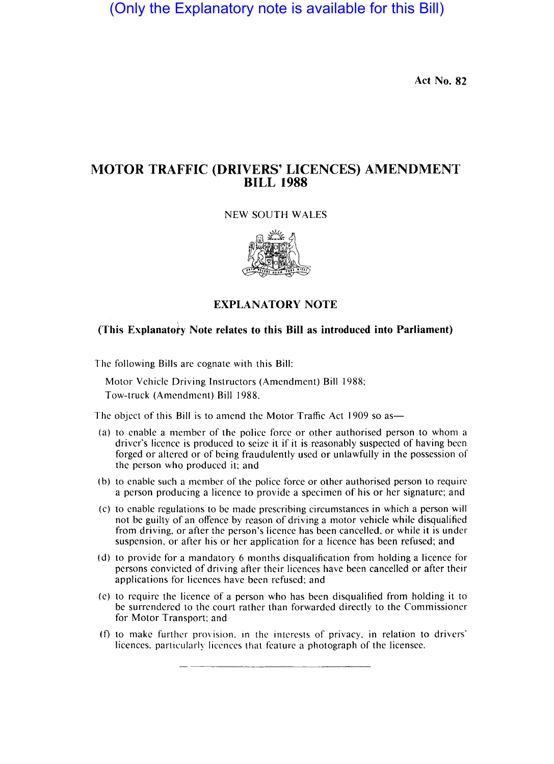(Only the Explanatory note is available for this Bill)

**Act No. 82**

# MOTOR TRAFFIC (DRIVERS' LICENCES) AMENDMENT BILL 1988

NEW SOUTH WALES

## EXPLANATORY NOTE

**(This Explanatory Note relates to this Bill as introduced into Parliament)**

The following Bills are cognate with this Bill:

Motor Vehicle Driving Instructors (Amendment) Bill 1988;
Tow-truck (Amendment) Bill 1988.

The object of this Bill is to amend the Motor Traffic Act 1909 so as—

(a) to enable a member of the police force or other authorised person to whom a driver's licence is produced to seize it if it is reasonably suspected of having been forged or altered or of being fraudulently used or unlawfully in the possession of the person who produced it; and

(b) to enable such a member of the police force or other authorised person to require a person producing a licence to provide a specimen of his or her signature; and

(c) to enable regulations to be made prescribing circumstances in which a person will not be guilty of an offence by reason of driving a motor vehicle while disqualified from driving, or after the person's licence has been cancelled, or while it is under suspension, or after his or her application for a licence has been refused; and

(d) to provide for a mandatory 6 months disqualification from holding a licence for persons convicted of driving after their licences have been cancelled or after their applications for licences have been refused; and

(e) to require the licence of a person who has been disqualified from holding it to be surrendered to the court rather than forwarded directly to the Commissioner for Motor Transport; and

(f) to make further provision, in the interests of privacy, in relation to drivers' licences, particularly licences that feature a photograph of the licensee.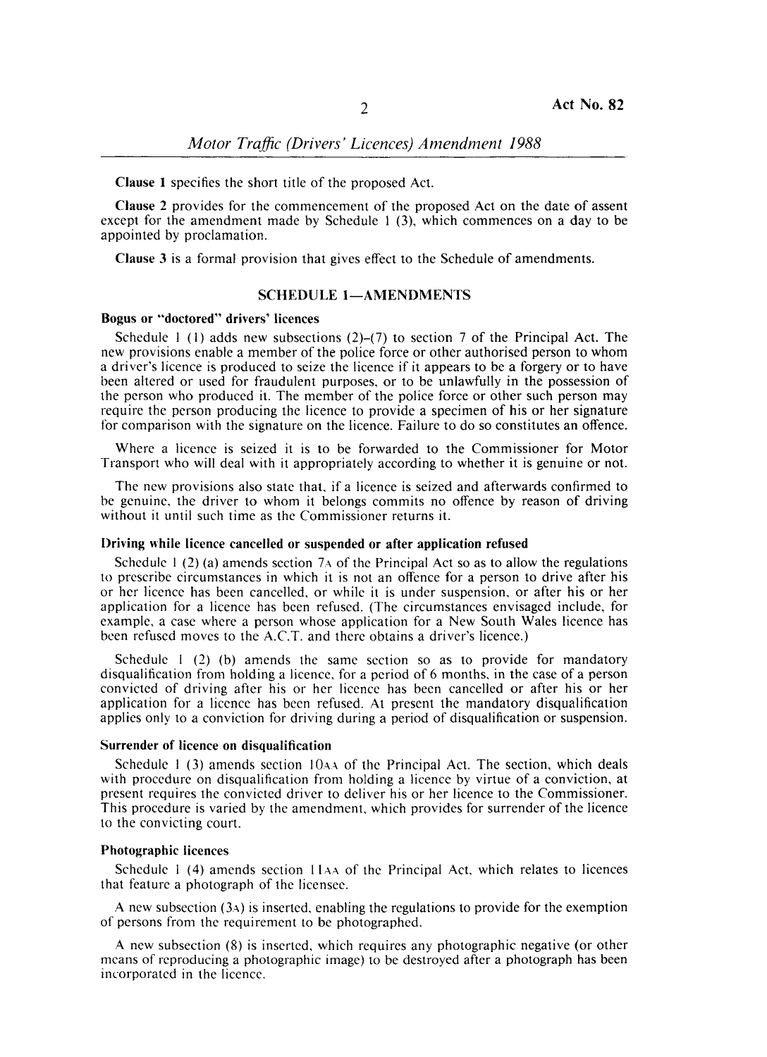**Clause 1** specifies the short title of the proposed Act.

**Clause 2** provides for the commencement of the proposed Act on the date of assent except for the amendment made by Schedule 1 (3), which commences on a day to be appointed by proclamation.

**Clause 3** is a formal provision that gives effect to the Schedule of amendments.

## SCHEDULE 1—AMENDMENTS

### Bogus or "doctored" drivers' licences

Schedule 1 (1) adds new subsections (2)–(7) to section 7 of the Principal Act. The new provisions enable a member of the police force or other authorised person to whom a driver's licence is produced to seize the licence if it appears to be a forgery or to have been altered or used for fraudulent purposes, or to be unlawfully in the possession of the person who produced it. The member of the police force or other such person may require the person producing the licence to provide a specimen of his or her signature for comparison with the signature on the licence. Failure to do so constitutes an offence.

Where a licence is seized it is to be forwarded to the Commissioner for Motor Transport who will deal with it appropriately according to whether it is genuine or not.

The new provisions also state that, if a licence is seized and afterwards confirmed to be genuine, the driver to whom it belongs commits no offence by reason of driving without it until such time as the Commissioner returns it.

### Driving while licence cancelled or suspended or after application refused

Schedule 1 (2) (a) amends section 7A of the Principal Act so as to allow the regulations to prescribe circumstances in which it is not an offence for a person to drive after his or her licence has been cancelled, or while it is under suspension, or after his or her application for a licence has been refused. (The circumstances envisaged include, for example, a case where a person whose application for a New South Wales licence has been refused moves to the A.C.T. and there obtains a driver's licence.)

Schedule 1 (2) (b) amends the same section so as to provide for mandatory disqualification from holding a licence, for a period of 6 months, in the case of a person convicted of driving after his or her licence has been cancelled or after his or her application for a licence has been refused. At present the mandatory disqualification applies only to a conviction for driving during a period of disqualification or suspension.

### Surrender of licence on disqualification

Schedule 1 (3) amends section 10AA of the Principal Act. The section, which deals with procedure on disqualification from holding a licence by virtue of a conviction, at present requires the convicted driver to deliver his or her licence to the Commissioner. This procedure is varied by the amendment, which provides for surrender of the licence to the convicting court.

### Photographic licences

Schedule 1 (4) amends section 11AA of the Principal Act, which relates to licences that feature a photograph of the licensee.

A new subsection (3A) is inserted, enabling the regulations to provide for the exemption of persons from the requirement to be photographed.

A new subsection (8) is inserted, which requires any photographic negative (or other means of reproducing a photographic image) to be destroyed after a photograph has been incorporated in the licence.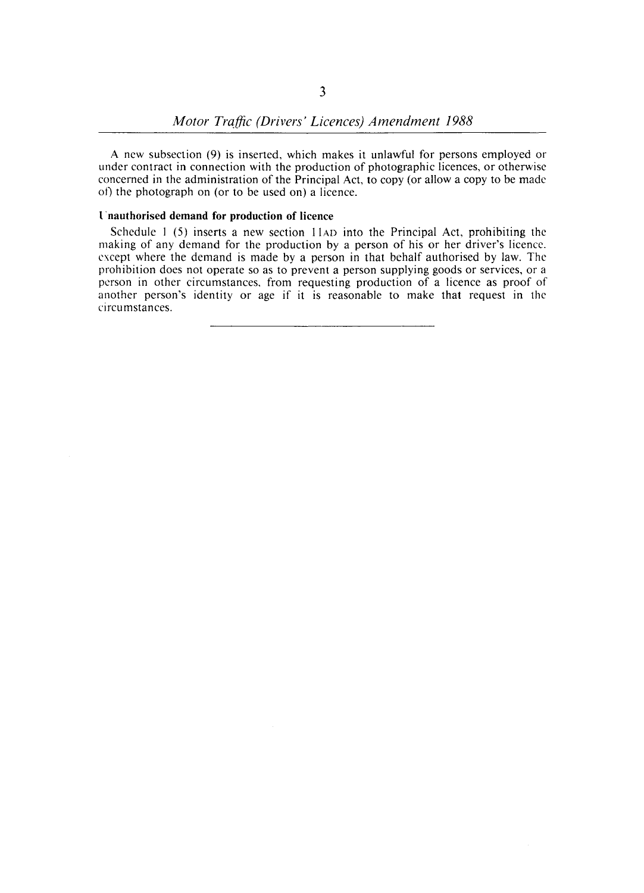A new subsection (9) is inserted, which makes it unlawful for persons employed or under contract in connection with the production of photographic licences, or otherwise concerned in the administration of the Principal Act, to copy (or allow a copy to be made of) the photograph on (or to be used on) a licence.

**Unauthorised demand for production of licence**

Schedule 1 (5) inserts a new section 11AD into the Principal Act, prohibiting the making of any demand for the production by a person of his or her driver's licence, except where the demand is made by a person in that behalf authorised by law. The prohibition does not operate so as to prevent a person supplying goods or services, or a person in other circumstances, from requesting production of a licence as proof of another person's identity or age if it is reasonable to make that request in the circumstances.